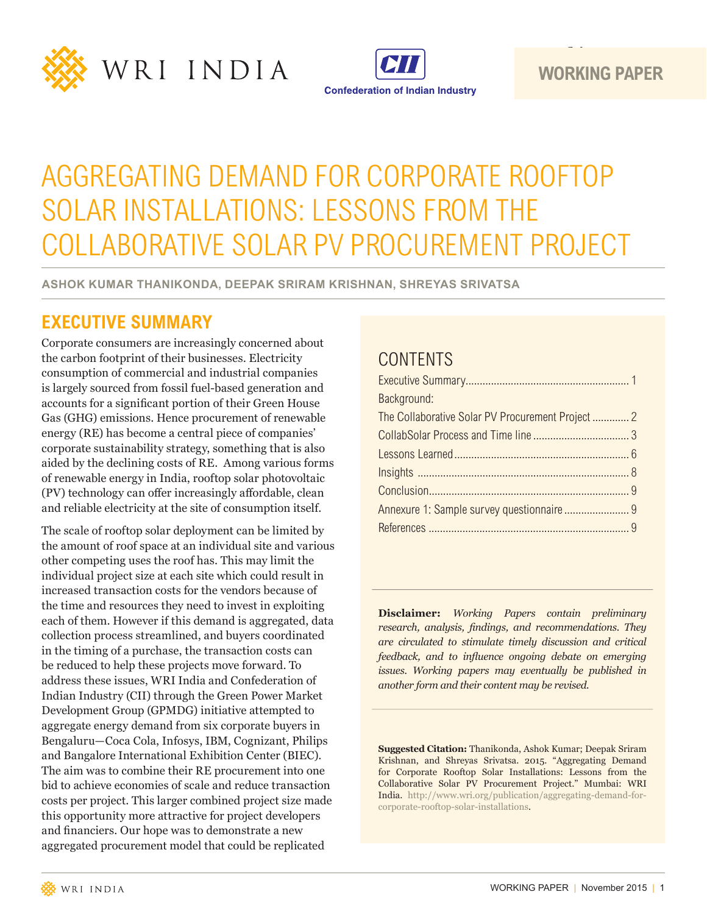WRI INDIA

Confederation of Indian Industry

WORKING PAPER

# AGGREGATING DEMAND FOR CORPORATE ROOFTOP SOLAR INSTALLATIONS: LESSONS FROM THE COLLABORATIVE SOLAR PV PROCUREMENT PROJECT

**ASHOK KUMAR THANIKONDA, DEEPAK SRIRAM KRISHNAN, SHREYAS SRIVATSA**

## EXECUTIVE SUMMARY

Corporate consumers are increasingly concerned about the carbon footprint of their businesses. Electricity consumption of commercial and industrial companies is largely sourced from fossil fuel-based generation and accounts for a significant portion of their Green House Gas (GHG) emissions. Hence procurement of renewable energy (RE) has become a central piece of companies' corporate sustainability strategy, something that is also aided by the declining costs of RE. Among various forms of renewable energy in India, rooftop solar photovoltaic (PV) technology can offer increasingly affordable, clean and reliable electricity at the site of consumption itself.

The scale of rooftop solar deployment can be limited by the amount of roof space at an individual site and various other competing uses the roof has. This may limit the individual project size at each site which could result in increased transaction costs for the vendors because of the time and resources they need to invest in exploiting each of them. However if this demand is aggregated, data collection process streamlined, and buyers coordinated in the timing of a purchase, the transaction costs can be reduced to help these projects move forward. To address these issues, WRI India and Confederation of Indian Industry (CII) through the Green Power Market Development Group (GPMDG) initiative attempted to aggregate energy demand from six corporate buyers in Bengaluru—Coca Cola, Infosys, IBM, Cognizant, Philips and Bangalore International Exhibition Center (BIEC). The aim was to combine their RE procurement into one bid to achieve economies of scale and reduce transaction costs per project. This larger combined project size made this opportunity more attractive for project developers and financiers. Our hope was to demonstrate a new aggregated procurement model that could be replicated

## CONTENTS

- Executive Summary ........................................................ 1
- Background:
- The Collaborative Solar PV Procurement Project ............ 2
- CollabSolar Process and Time line .................................. 3
- Lessons Learned ............................................................ 6
- Insights .......................................................................... 8
- Conclusion...................................................................... 9
- Annexure 1: Sample survey questionnaire ....................... 9
- References ...................................................................... 9

**Disclaimer:** *Working Papers contain preliminary research, analysis, findings, and recommendations. They are circulated to stimulate timely discussion and critical feedback, and to influence ongoing debate on emerging issues. Working papers may eventually be published in another form and their content may be revised.*

**Suggested Citation:** Thanikonda, Ashok Kumar; Deepak Sriram Krishnan, and Shreyas Srivatsa. 2015. "Aggregating Demand for Corporate Rooftop Solar Installations: Lessons from the Collaborative Solar PV Procurement Project." Mumbai: WRI India. http://www.wri.org/publication/aggregating-demand-for-corporate-rooftop-solar-installations.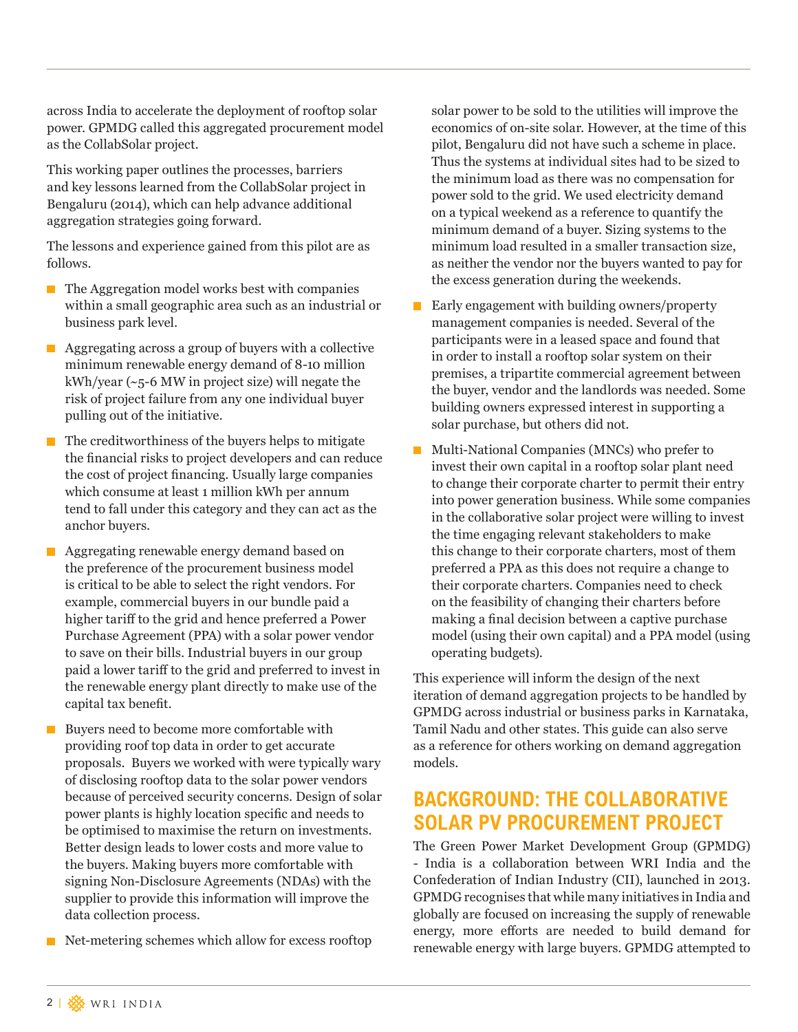across India to accelerate the deployment of rooftop solar power. GPMDG called this aggregated procurement model as the CollabSolar project.

This working paper outlines the processes, barriers and key lessons learned from the CollabSolar project in Bengaluru (2014), which can help advance additional aggregation strategies going forward.

The lessons and experience gained from this pilot are as follows.

- The Aggregation model works best with companies within a small geographic area such as an industrial or business park level.
- Aggregating across a group of buyers with a collective minimum renewable energy demand of 8-10 million kWh/year (~5-6 MW in project size) will negate the risk of project failure from any one individual buyer pulling out of the initiative.
- The creditworthiness of the buyers helps to mitigate the financial risks to project developers and can reduce the cost of project financing. Usually large companies which consume at least 1 million kWh per annum tend to fall under this category and they can act as the anchor buyers.
- Aggregating renewable energy demand based on the preference of the procurement business model is critical to be able to select the right vendors. For example, commercial buyers in our bundle paid a higher tariff to the grid and hence preferred a Power Purchase Agreement (PPA) with a solar power vendor to save on their bills. Industrial buyers in our group paid a lower tariff to the grid and preferred to invest in the renewable energy plant directly to make use of the capital tax benefit.
- Buyers need to become more comfortable with providing roof top data in order to get accurate proposals. Buyers we worked with were typically wary of disclosing rooftop data to the solar power vendors because of perceived security concerns. Design of solar power plants is highly location specific and needs to be optimised to maximise the return on investments. Better design leads to lower costs and more value to the buyers. Making buyers more comfortable with signing Non-Disclosure Agreements (NDAs) with the supplier to provide this information will improve the data collection process.
- Net-metering schemes which allow for excess rooftop solar power to be sold to the utilities will improve the economics of on-site solar. However, at the time of this pilot, Bengaluru did not have such a scheme in place. Thus the systems at individual sites had to be sized to the minimum load as there was no compensation for power sold to the grid. We used electricity demand on a typical weekend as a reference to quantify the minimum demand of a buyer. Sizing systems to the minimum load resulted in a smaller transaction size, as neither the vendor nor the buyers wanted to pay for the excess generation during the weekends.
- Early engagement with building owners/property management companies is needed. Several of the participants were in a leased space and found that in order to install a rooftop solar system on their premises, a tripartite commercial agreement between the buyer, vendor and the landlords was needed. Some building owners expressed interest in supporting a solar purchase, but others did not.
- Multi-National Companies (MNCs) who prefer to invest their own capital in a rooftop solar plant need to change their corporate charter to permit their entry into power generation business. While some companies in the collaborative solar project were willing to invest the time engaging relevant stakeholders to make this change to their corporate charters, most of them preferred a PPA as this does not require a change to their corporate charters. Companies need to check on the feasibility of changing their charters before making a final decision between a captive purchase model (using their own capital) and a PPA model (using operating budgets).

This experience will inform the design of the next iteration of demand aggregation projects to be handled by GPMDG across industrial or business parks in Karnataka, Tamil Nadu and other states. This guide can also serve as a reference for others working on demand aggregation models.

## BACKGROUND: THE COLLABORATIVE SOLAR PV PROCUREMENT PROJECT

The Green Power Market Development Group (GPMDG) - India is a collaboration between WRI India and the Confederation of Indian Industry (CII), launched in 2013. GPMDG recognises that while many initiatives in India and globally are focused on increasing the supply of renewable energy, more efforts are needed to build demand for renewable energy with large buyers. GPMDG attempted to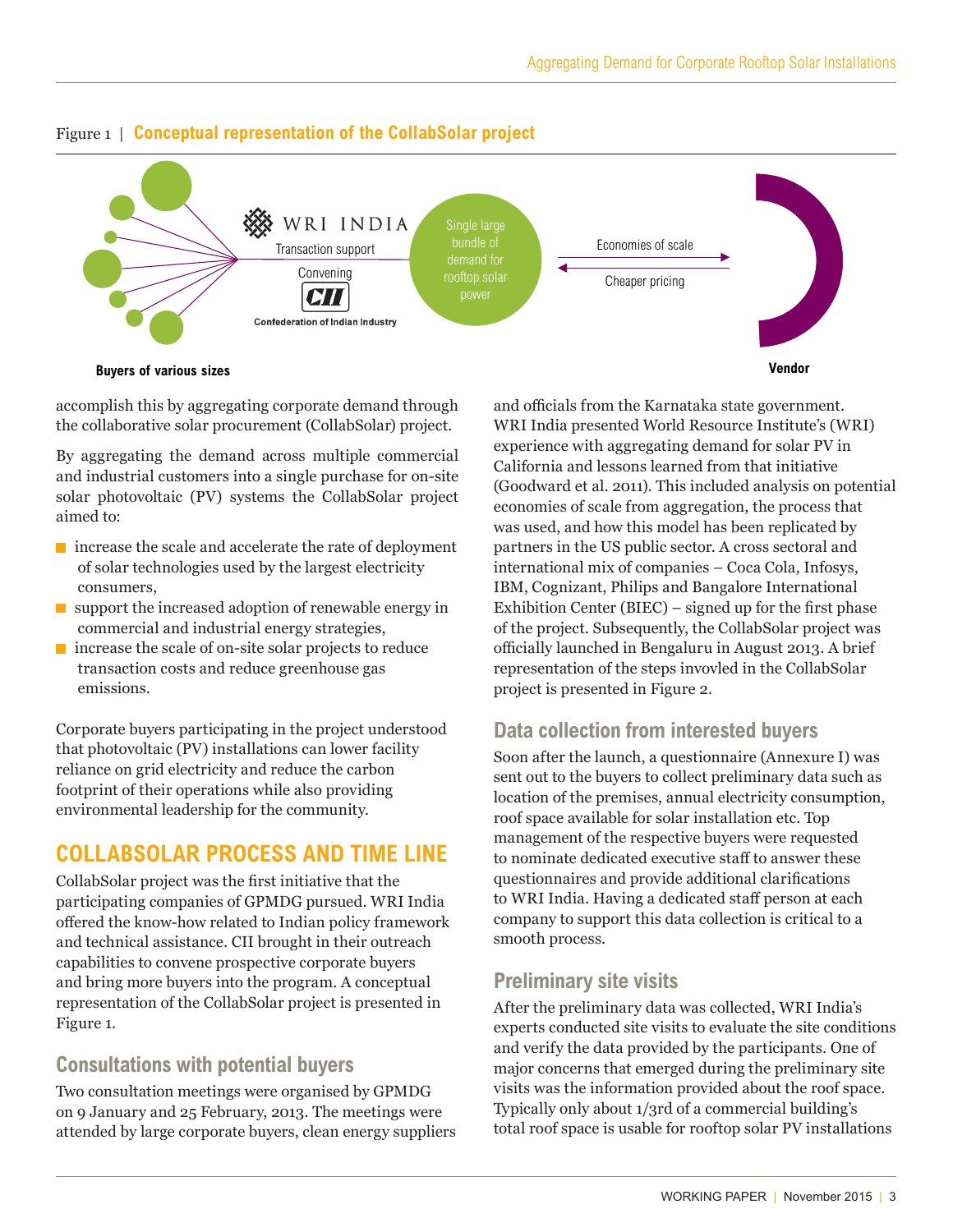Figure 1 | **Conceptual representation of the CollabSolar project**

WRI INDIA
Transaction support
Convening
CII
Confederation of Indian Industry

Single large bundle of demand for rooftop solar power

Economies of scale

Cheaper pricing

**Buyers of various sizes**

**Vendor**

accomplish this by aggregating corporate demand through the collaborative solar procurement (CollabSolar) project.

By aggregating the demand across multiple commercial and industrial customers into a single purchase for on-site solar photovoltaic (PV) systems the CollabSolar project aimed to:

- increase the scale and accelerate the rate of deployment of solar technologies used by the largest electricity consumers,
- support the increased adoption of renewable energy in commercial and industrial energy strategies,
- increase the scale of on-site solar projects to reduce transaction costs and reduce greenhouse gas emissions.

Corporate buyers participating in the project understood that photovoltaic (PV) installations can lower facility reliance on grid electricity and reduce the carbon footprint of their operations while also providing environmental leadership for the community.

## COLLABSOLAR PROCESS AND TIME LINE

CollabSolar project was the first initiative that the participating companies of GPMDG pursued. WRI India offered the know-how related to Indian policy framework and technical assistance. CII brought in their outreach capabilities to convene prospective corporate buyers and bring more buyers into the program. A conceptual representation of the CollabSolar project is presented in Figure 1.

### Consultations with potential buyers

Two consultation meetings were organised by GPMDG on 9 January and 25 February, 2013. The meetings were attended by large corporate buyers, clean energy suppliers and officials from the Karnataka state government. WRI India presented World Resource Institute's (WRI) experience with aggregating demand for solar PV in California and lessons learned from that initiative (Goodward et al. 2011). This included analysis on potential economies of scale from aggregation, the process that was used, and how this model has been replicated by partners in the US public sector. A cross sectoral and international mix of companies – Coca Cola, Infosys, IBM, Cognizant, Philips and Bangalore International Exhibition Center (BIEC) – signed up for the first phase of the project. Subsequently, the CollabSolar project was officially launched in Bengaluru in August 2013. A brief representation of the steps invovled in the CollabSolar project is presented in Figure 2.

### Data collection from interested buyers

Soon after the launch, a questionnaire (Annexure I) was sent out to the buyers to collect preliminary data such as location of the premises, annual electricity consumption, roof space available for solar installation etc. Top management of the respective buyers were requested to nominate dedicated executive staff to answer these questionnaires and provide additional clarifications to WRI India. Having a dedicated staff person at each company to support this data collection is critical to a smooth process.

### Preliminary site visits

After the preliminary data was collected, WRI India's experts conducted site visits to evaluate the site conditions and verify the data provided by the participants. One of major concerns that emerged during the preliminary site visits was the information provided about the roof space. Typically only about 1/3rd of a commercial building's total roof space is usable for rooftop solar PV installations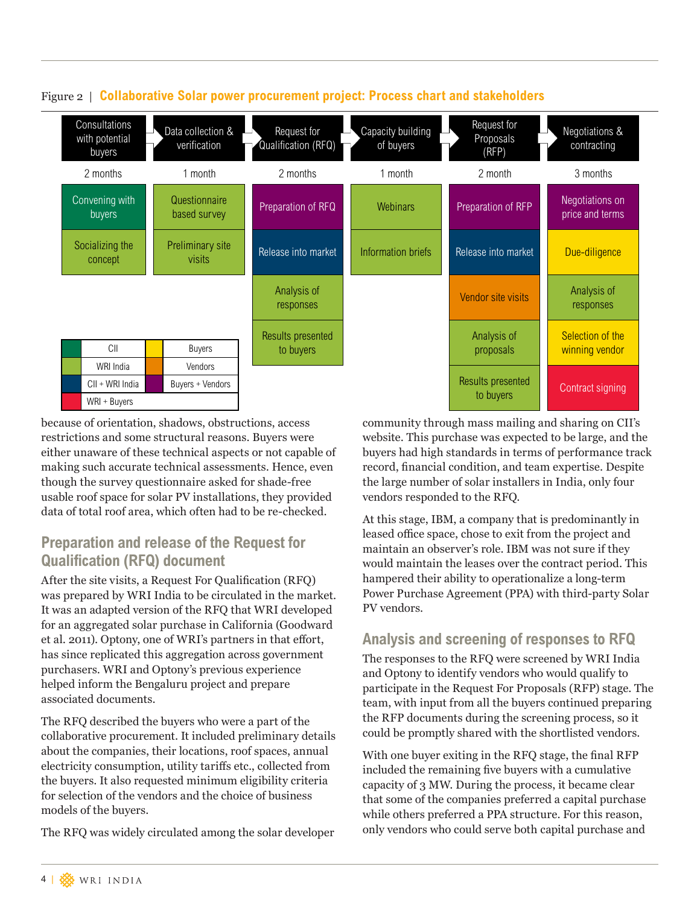Figure 2 | **Collaborative Solar power procurement project: Process chart and stakeholders**

| Consultations with potential buyers | Data collection & verification | Request for Qualification (RFQ) | Capacity building of buyers | Request for Proposals (RFP) | Negotiations & contracting |
|---|---|---|---|---|---|
| 2 months | 1 month | 2 months | 1 month | 2 month | 3 months |
| Convening with buyers | Questionnaire based survey | Preparation of RFQ | Webinars | Preparation of RFP | Negotiations on price and terms |
| Socializing the concept | Preliminary site visits | Release into market | Information briefs | Release into market | Due-diligence |
| | | Analysis of responses | | Vendor site visits | Analysis of responses |
| | | Results presented to buyers | | Analysis of proposals | Selection of the winning vendor |
| | | | | Results presented to buyers | Contract signing |

| Legend | | | |
|---|---|---|---|
| (dark green) | CII | (yellow) | Buyers |
| (light green) | WRI India | (orange) | Vendors |
| (dark blue) | CII + WRI India | (purple) | Buyers + Vendors |
| (red) | WRI + Buyers | | |

because of orientation, shadows, obstructions, access restrictions and some structural reasons. Buyers were either unaware of these technical aspects or not capable of making such accurate technical assessments. Hence, even though the survey questionnaire asked for shade-free usable roof space for solar PV installations, they provided data of total roof area, which often had to be re-checked.

## Preparation and release of the Request for Qualification (RFQ) document

After the site visits, a Request For Qualification (RFQ) was prepared by WRI India to be circulated in the market. It was an adapted version of the RFQ that WRI developed for an aggregated solar purchase in California (Goodward et al. 2011). Optony, one of WRI's partners in that effort, has since replicated this aggregation across government purchasers. WRI and Optony's previous experience helped inform the Bengaluru project and prepare associated documents.

The RFQ described the buyers who were a part of the collaborative procurement. It included preliminary details about the companies, their locations, roof spaces, annual electricity consumption, utility tariffs etc., collected from the buyers. It also requested minimum eligibility criteria for selection of the vendors and the choice of business models of the buyers.

The RFQ was widely circulated among the solar developer community through mass mailing and sharing on CII's website. This purchase was expected to be large, and the buyers had high standards in terms of performance track record, financial condition, and team expertise. Despite the large number of solar installers in India, only four vendors responded to the RFQ.

At this stage, IBM, a company that is predominantly in leased office space, chose to exit from the project and maintain an observer's role. IBM was not sure if they would maintain the leases over the contract period. This hampered their ability to operationalize a long-term Power Purchase Agreement (PPA) with third-party Solar PV vendors.

## Analysis and screening of responses to RFQ

The responses to the RFQ were screened by WRI India and Optony to identify vendors who would qualify to participate in the Request For Proposals (RFP) stage. The team, with input from all the buyers continued preparing the RFP documents during the screening process, so it could be promptly shared with the shortlisted vendors.

With one buyer exiting in the RFQ stage, the final RFP included the remaining five buyers with a cumulative capacity of 3 MW. During the process, it became clear that some of the companies preferred a capital purchase while others preferred a PPA structure. For this reason, only vendors who could serve both capital purchase and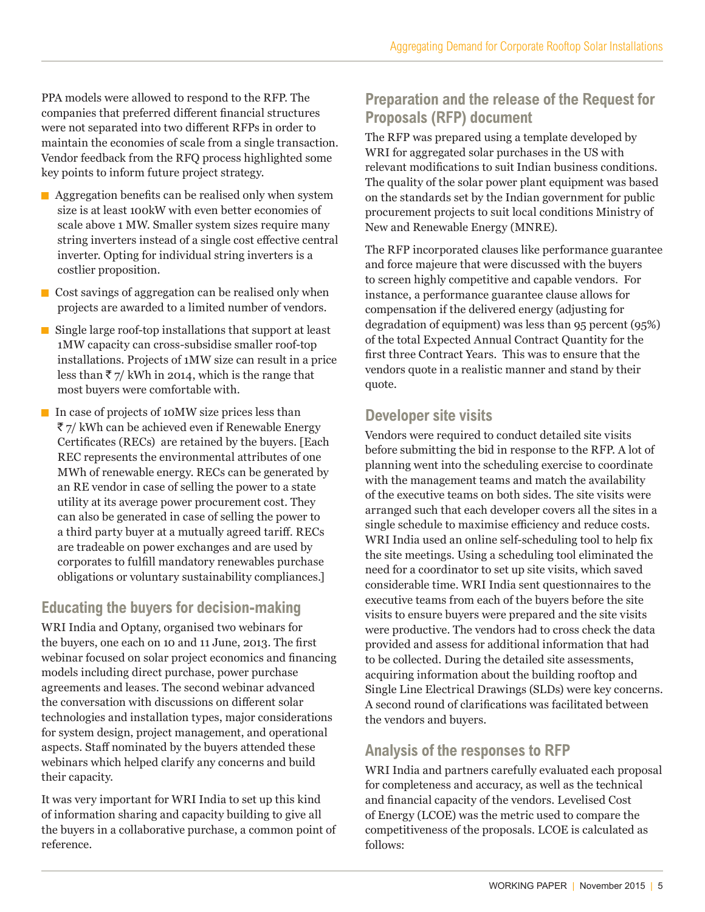PPA models were allowed to respond to the RFP. The companies that preferred different financial structures were not separated into two different RFPs in order to maintain the economies of scale from a single transaction. Vendor feedback from the RFQ process highlighted some key points to inform future project strategy.

- Aggregation benefits can be realised only when system size is at least 100kW with even better economies of scale above 1 MW. Smaller system sizes require many string inverters instead of a single cost effective central inverter. Opting for individual string inverters is a costlier proposition.
- Cost savings of aggregation can be realised only when projects are awarded to a limited number of vendors.
- Single large roof-top installations that support at least 1MW capacity can cross-subsidise smaller roof-top installations. Projects of 1MW size can result in a price less than ₹ 7/ kWh in 2014, which is the range that most buyers were comfortable with.
- In case of projects of 10MW size prices less than ₹ 7/ kWh can be achieved even if Renewable Energy Certificates (RECs) are retained by the buyers. [Each REC represents the environmental attributes of one MWh of renewable energy. RECs can be generated by an RE vendor in case of selling the power to a state utility at its average power procurement cost. They can also be generated in case of selling the power to a third party buyer at a mutually agreed tariff. RECs are tradeable on power exchanges and are used by corporates to fulfill mandatory renewables purchase obligations or voluntary sustainability compliances.]

## Educating the buyers for decision-making

WRI India and Optany, organised two webinars for the buyers, one each on 10 and 11 June, 2013. The first webinar focused on solar project economics and financing models including direct purchase, power purchase agreements and leases. The second webinar advanced the conversation with discussions on different solar technologies and installation types, major considerations for system design, project management, and operational aspects. Staff nominated by the buyers attended these webinars which helped clarify any concerns and build their capacity.

It was very important for WRI India to set up this kind of information sharing and capacity building to give all the buyers in a collaborative purchase, a common point of reference.

## Preparation and the release of the Request for Proposals (RFP) document

The RFP was prepared using a template developed by WRI for aggregated solar purchases in the US with relevant modifications to suit Indian business conditions. The quality of the solar power plant equipment was based on the standards set by the Indian government for public procurement projects to suit local conditions Ministry of New and Renewable Energy (MNRE).

The RFP incorporated clauses like performance guarantee and force majeure that were discussed with the buyers to screen highly competitive and capable vendors. For instance, a performance guarantee clause allows for compensation if the delivered energy (adjusting for degradation of equipment) was less than 95 percent (95%) of the total Expected Annual Contract Quantity for the first three Contract Years. This was to ensure that the vendors quote in a realistic manner and stand by their quote.

## Developer site visits

Vendors were required to conduct detailed site visits before submitting the bid in response to the RFP. A lot of planning went into the scheduling exercise to coordinate with the management teams and match the availability of the executive teams on both sides. The site visits were arranged such that each developer covers all the sites in a single schedule to maximise efficiency and reduce costs. WRI India used an online self-scheduling tool to help fix the site meetings. Using a scheduling tool eliminated the need for a coordinator to set up site visits, which saved considerable time. WRI India sent questionnaires to the executive teams from each of the buyers before the site visits to ensure buyers were prepared and the site visits were productive. The vendors had to cross check the data provided and assess for additional information that had to be collected. During the detailed site assessments, acquiring information about the building rooftop and Single Line Electrical Drawings (SLDs) were key concerns. A second round of clarifications was facilitated between the vendors and buyers.

## Analysis of the responses to RFP

WRI India and partners carefully evaluated each proposal for completeness and accuracy, as well as the technical and financial capacity of the vendors. Levelised Cost of Energy (LCOE) was the metric used to compare the competitiveness of the proposals. LCOE is calculated as follows: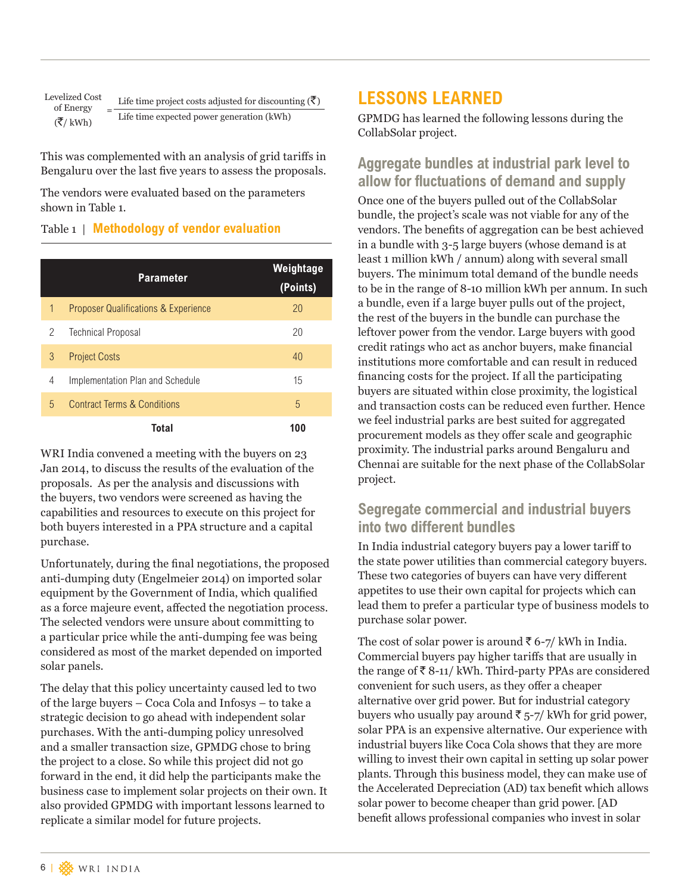$$\text{Levelized Cost of Energy } (₹/\text{ kWh}) = \frac{\text{Life time project costs adjusted for discounting } (₹)}{\text{Life time expected power generation (kWh)}}$$

This was complemented with an analysis of grid tariffs in Bengaluru over the last five years to assess the proposals.

The vendors were evaluated based on the parameters shown in Table 1.

Table 1 | **Methodology of vendor evaluation**

| | Parameter | Weightage (Points) |
|---|---|---|
| 1 | Proposer Qualifications & Experience | 20 |
| 2 | Technical Proposal | 20 |
| 3 | Project Costs | 40 |
| 4 | Implementation Plan and Schedule | 15 |
| 5 | Contract Terms & Conditions | 5 |
| | **Total** | **100** |

WRI India convened a meeting with the buyers on 23 Jan 2014, to discuss the results of the evaluation of the proposals. As per the analysis and discussions with the buyers, two vendors were screened as having the capabilities and resources to execute on this project for both buyers interested in a PPA structure and a capital purchase.

Unfortunately, during the final negotiations, the proposed anti-dumping duty (Engelmeier 2014) on imported solar equipment by the Government of India, which qualified as a force majeure event, affected the negotiation process. The selected vendors were unsure about committing to a particular price while the anti-dumping fee was being considered as most of the market depended on imported solar panels.

The delay that this policy uncertainty caused led to two of the large buyers – Coca Cola and Infosys – to take a strategic decision to go ahead with independent solar purchases. With the anti-dumping policy unresolved and a smaller transaction size, GPMDG chose to bring the project to a close. So while this project did not go forward in the end, it did help the participants make the business case to implement solar projects on their own. It also provided GPMDG with important lessons learned to replicate a similar model for future projects.

## LESSONS LEARNED

GPMDG has learned the following lessons during the CollabSolar project.

### Aggregate bundles at industrial park level to allow for fluctuations of demand and supply

Once one of the buyers pulled out of the CollabSolar bundle, the project's scale was not viable for any of the vendors. The benefits of aggregation can be best achieved in a bundle with 3-5 large buyers (whose demand is at least 1 million kWh / annum) along with several small buyers. The minimum total demand of the bundle needs to be in the range of 8-10 million kWh per annum. In such a bundle, even if a large buyer pulls out of the project, the rest of the buyers in the bundle can purchase the leftover power from the vendor. Large buyers with good credit ratings who act as anchor buyers, make financial institutions more comfortable and can result in reduced financing costs for the project. If all the participating buyers are situated within close proximity, the logistical and transaction costs can be reduced even further. Hence we feel industrial parks are best suited for aggregated procurement models as they offer scale and geographic proximity. The industrial parks around Bengaluru and Chennai are suitable for the next phase of the CollabSolar project.

### Segregate commercial and industrial buyers into two different bundles

In India industrial category buyers pay a lower tariff to the state power utilities than commercial category buyers. These two categories of buyers can have very different appetites to use their own capital for projects which can lead them to prefer a particular type of business models to purchase solar power.

The cost of solar power is around ₹ 6-7/ kWh in India. Commercial buyers pay higher tariffs that are usually in the range of ₹ 8-11/ kWh. Third-party PPAs are considered convenient for such users, as they offer a cheaper alternative over grid power. But for industrial category buyers who usually pay around ₹ 5-7/ kWh for grid power, solar PPA is an expensive alternative. Our experience with industrial buyers like Coca Cola shows that they are more willing to invest their own capital in setting up solar power plants. Through this business model, they can make use of the Accelerated Depreciation (AD) tax benefit which allows solar power to become cheaper than grid power. [AD benefit allows professional companies who invest in solar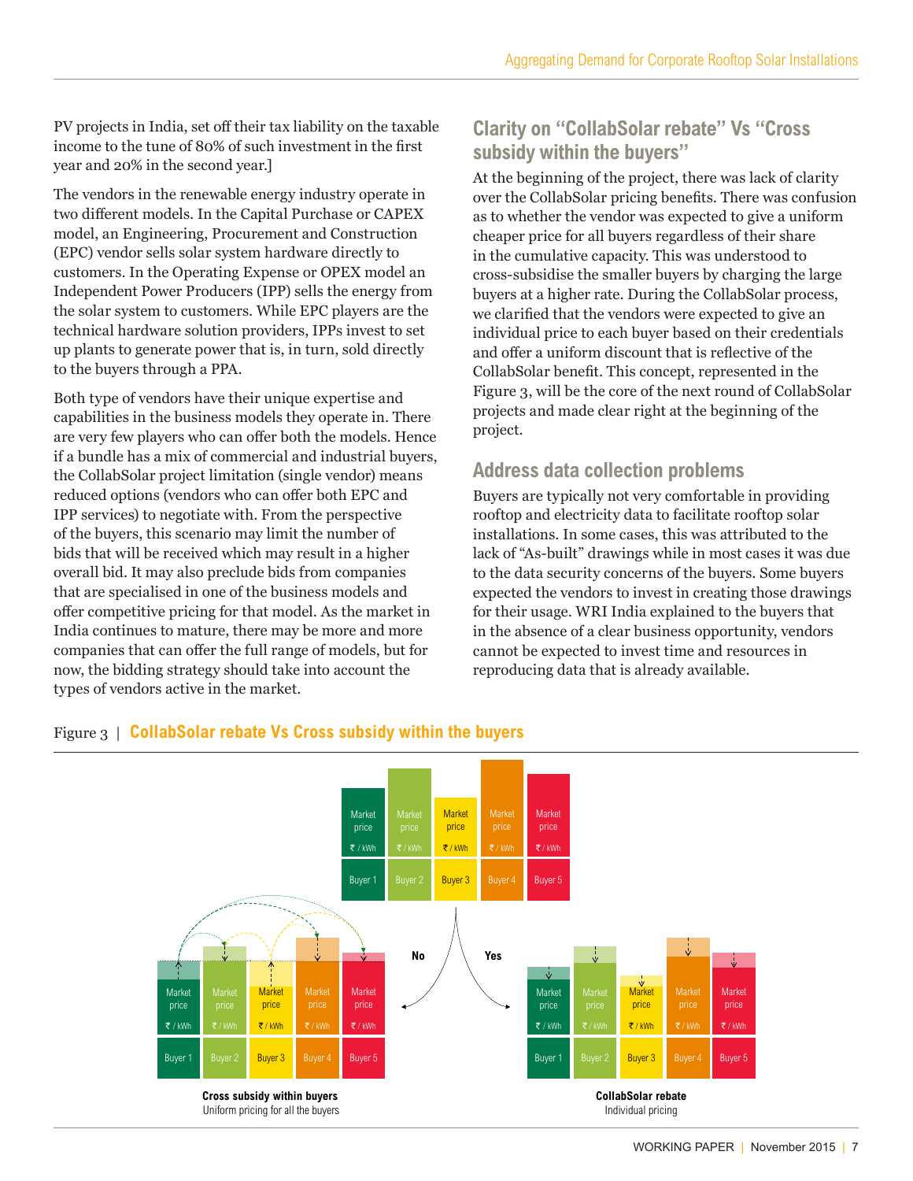PV projects in India, set off their tax liability on the taxable income to the tune of 80% of such investment in the first year and 20% in the second year.]

The vendors in the renewable energy industry operate in two different models. In the Capital Purchase or CAPEX model, an Engineering, Procurement and Construction (EPC) vendor sells solar system hardware directly to customers. In the Operating Expense or OPEX model an Independent Power Producers (IPP) sells the energy from the solar system to customers. While EPC players are the technical hardware solution providers, IPPs invest to set up plants to generate power that is, in turn, sold directly to the buyers through a PPA.

Both type of vendors have their unique expertise and capabilities in the business models they operate in. There are very few players who can offer both the models. Hence if a bundle has a mix of commercial and industrial buyers, the CollabSolar project limitation (single vendor) means reduced options (vendors who can offer both EPC and IPP services) to negotiate with. From the perspective of the buyers, this scenario may limit the number of bids that will be received which may result in a higher overall bid. It may also preclude bids from companies that are specialised in one of the business models and offer competitive pricing for that model. As the market in India continues to mature, there may be more and more companies that can offer the full range of models, but for now, the bidding strategy should take into account the types of vendors active in the market.

## Clarity on "CollabSolar rebate" Vs "Cross subsidy within the buyers"

At the beginning of the project, there was lack of clarity over the CollabSolar pricing benefits. There was confusion as to whether the vendor was expected to give a uniform cheaper price for all buyers regardless of their share in the cumulative capacity. This was understood to cross-subsidise the smaller buyers by charging the large buyers at a higher rate. During the CollabSolar process, we clarified that the vendors were expected to give an individual price to each buyer based on their credentials and offer a uniform discount that is reflective of the CollabSolar benefit. This concept, represented in the Figure 3, will be the core of the next round of CollabSolar projects and made clear right at the beginning of the project.

## Address data collection problems

Buyers are typically not very comfortable in providing rooftop and electricity data to facilitate rooftop solar installations. In some cases, this was attributed to the lack of "As-built" drawings while in most cases it was due to the data security concerns of the buyers. Some buyers expected the vendors to invest in creating those drawings for their usage. WRI India explained to the buyers that in the absence of a clear business opportunity, vendors cannot be expected to invest time and resources in reproducing data that is already available.

Figure 3 | **CollabSolar rebate Vs Cross subsidy within the buyers**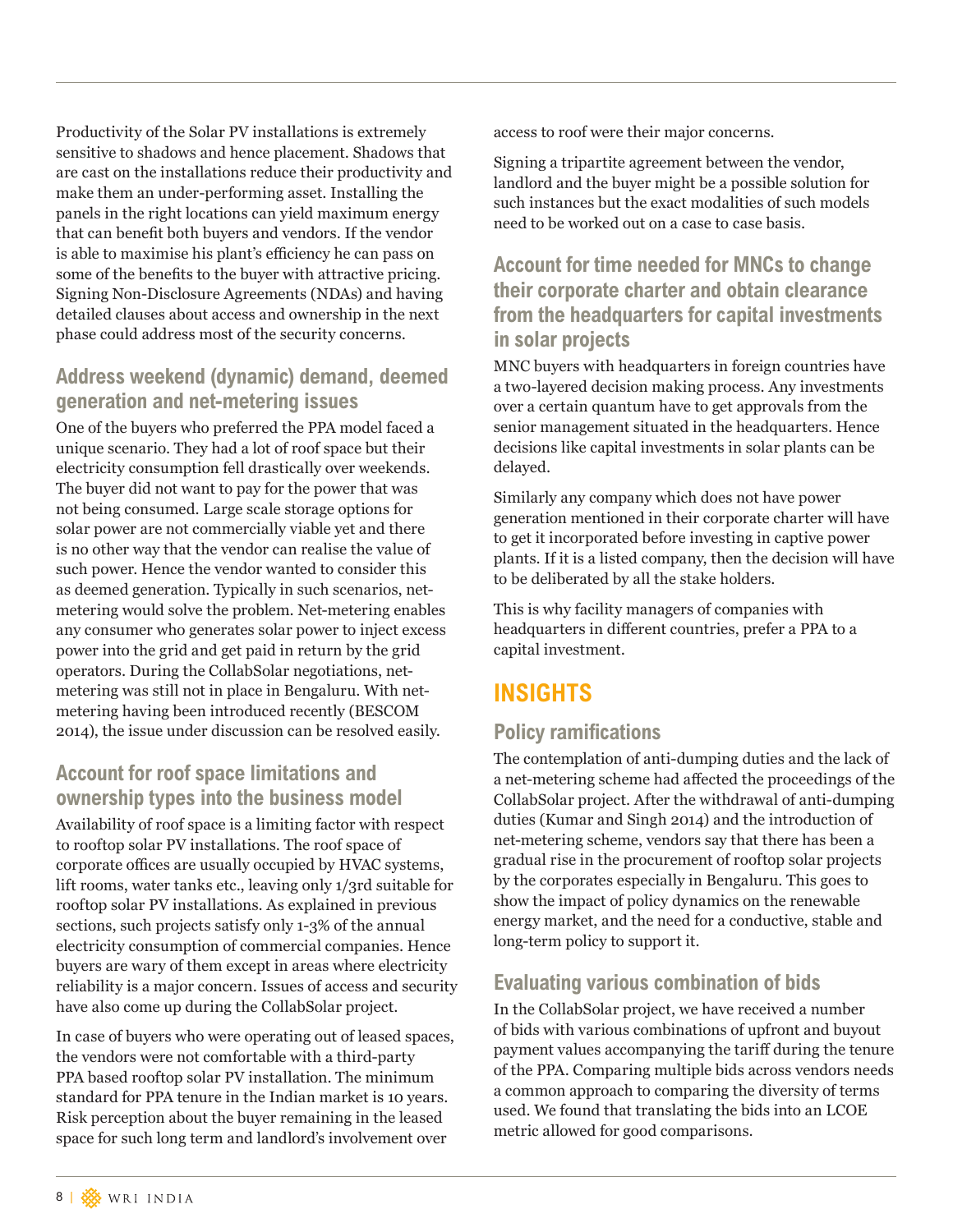Productivity of the Solar PV installations is extremely sensitive to shadows and hence placement. Shadows that are cast on the installations reduce their productivity and make them an under-performing asset. Installing the panels in the right locations can yield maximum energy that can benefit both buyers and vendors. If the vendor is able to maximise his plant's efficiency he can pass on some of the benefits to the buyer with attractive pricing. Signing Non-Disclosure Agreements (NDAs) and having detailed clauses about access and ownership in the next phase could address most of the security concerns.

### Address weekend (dynamic) demand, deemed generation and net-metering issues

One of the buyers who preferred the PPA model faced a unique scenario. They had a lot of roof space but their electricity consumption fell drastically over weekends. The buyer did not want to pay for the power that was not being consumed. Large scale storage options for solar power are not commercially viable yet and there is no other way that the vendor can realise the value of such power. Hence the vendor wanted to consider this as deemed generation. Typically in such scenarios, net-metering would solve the problem. Net-metering enables any consumer who generates solar power to inject excess power into the grid and get paid in return by the grid operators. During the CollabSolar negotiations, net-metering was still not in place in Bengaluru. With net-metering having been introduced recently (BESCOM 2014), the issue under discussion can be resolved easily.

### Account for roof space limitations and ownership types into the business model

Availability of roof space is a limiting factor with respect to rooftop solar PV installations. The roof space of corporate offices are usually occupied by HVAC systems, lift rooms, water tanks etc., leaving only 1/3rd suitable for rooftop solar PV installations. As explained in previous sections, such projects satisfy only 1-3% of the annual electricity consumption of commercial companies. Hence buyers are wary of them except in areas where electricity reliability is a major concern. Issues of access and security have also come up during the CollabSolar project.

In case of buyers who were operating out of leased spaces, the vendors were not comfortable with a third-party PPA based rooftop solar PV installation. The minimum standard for PPA tenure in the Indian market is 10 years. Risk perception about the buyer remaining in the leased space for such long term and landlord's involvement over access to roof were their major concerns.

Signing a tripartite agreement between the vendor, landlord and the buyer might be a possible solution for such instances but the exact modalities of such models need to be worked out on a case to case basis.

### Account for time needed for MNCs to change their corporate charter and obtain clearance from the headquarters for capital investments in solar projects

MNC buyers with headquarters in foreign countries have a two-layered decision making process. Any investments over a certain quantum have to get approvals from the senior management situated in the headquarters. Hence decisions like capital investments in solar plants can be delayed.

Similarly any company which does not have power generation mentioned in their corporate charter will have to get it incorporated before investing in captive power plants. If it is a listed company, then the decision will have to be deliberated by all the stake holders.

This is why facility managers of companies with headquarters in different countries, prefer a PPA to a capital investment.

## INSIGHTS

### Policy ramifications

The contemplation of anti-dumping duties and the lack of a net-metering scheme had affected the proceedings of the CollabSolar project. After the withdrawal of anti-dumping duties (Kumar and Singh 2014) and the introduction of net-metering scheme, vendors say that there has been a gradual rise in the procurement of rooftop solar projects by the corporates especially in Bengaluru. This goes to show the impact of policy dynamics on the renewable energy market, and the need for a conductive, stable and long-term policy to support it.

### Evaluating various combination of bids

In the CollabSolar project, we have received a number of bids with various combinations of upfront and buyout payment values accompanying the tariff during the tenure of the PPA. Comparing multiple bids across vendors needs a common approach to comparing the diversity of terms used. We found that translating the bids into an LCOE metric allowed for good comparisons.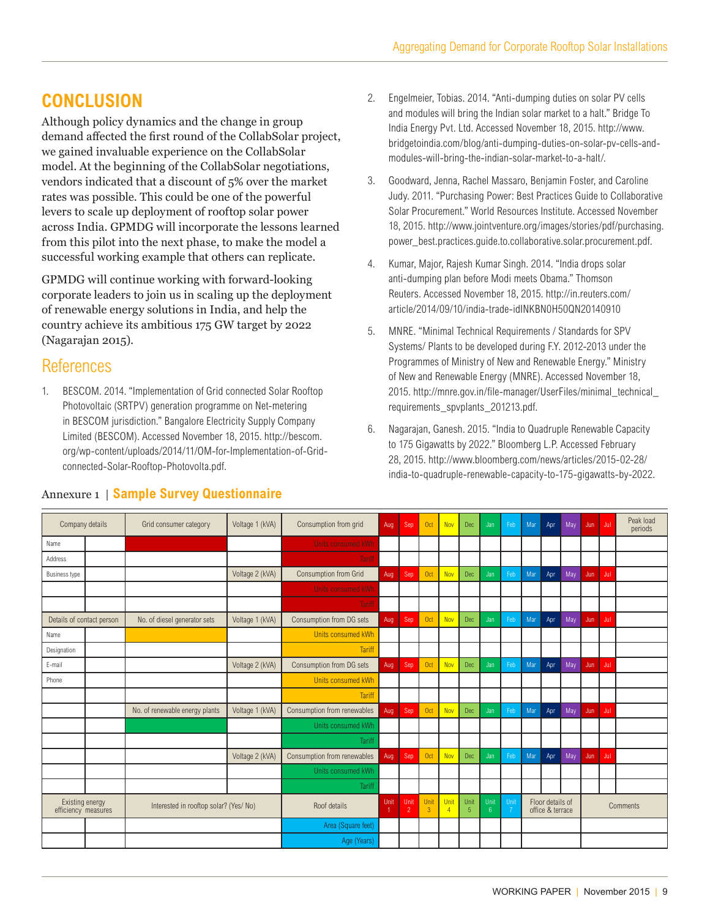## CONCLUSION

Although policy dynamics and the change in group demand affected the first round of the CollabSolar project, we gained invaluable experience on the CollabSolar model. At the beginning of the CollabSolar negotiations, vendors indicated that a discount of 5% over the market rates was possible. This could be one of the powerful levers to scale up deployment of rooftop solar power across India. GPMDG will incorporate the lessons learned from this pilot into the next phase, to make the model a successful working example that others can replicate.

GPMDG will continue working with forward-looking corporate leaders to join us in scaling up the deployment of renewable energy solutions in India, and help the country achieve its ambitious 175 GW target by 2022 (Nagarajan 2015).

## References

1. BESCOM. 2014. "Implementation of Grid connected Solar Rooftop Photovoltaic (SRTPV) generation programme on Net-metering in BESCOM jurisdiction." Bangalore Electricity Supply Company Limited (BESCOM). Accessed November 18, 2015. http://bescom.org/wp-content/uploads/2014/11/OM-for-Implementation-of-Grid-connected-Solar-Rooftop-Photovolta.pdf.
2. Engelmeier, Tobias. 2014. "Anti-dumping duties on solar PV cells and modules will bring the Indian solar market to a halt." Bridge To India Energy Pvt. Ltd. Accessed November 18, 2015. http://www.bridgetoindia.com/blog/anti-dumping-duties-on-solar-pv-cells-and-modules-will-bring-the-indian-solar-market-to-a-halt/.
3. Goodward, Jenna, Rachel Massaro, Benjamin Foster, and Caroline Judy. 2011. "Purchasing Power: Best Practices Guide to Collaborative Solar Procurement." World Resources Institute. Accessed November 18, 2015. http://www.jointventure.org/images/stories/pdf/purchasing.power_best.practices.guide.to.collaborative.solar.procurement.pdf.
4. Kumar, Major, Rajesh Kumar Singh. 2014. "India drops solar anti-dumping plan before Modi meets Obama." Thomson Reuters. Accessed November 18, 2015. http://in.reuters.com/article/2014/09/10/india-trade-idINKBN0H50QN20140910
5. MNRE. "Minimal Technical Requirements / Standards for SPV Systems/ Plants to be developed during F.Y. 2012-2013 under the Programmes of Ministry of New and Renewable Energy." Ministry of New and Renewable Energy (MNRE). Accessed November 18, 2015. http://mnre.gov.in/file-manager/UserFiles/minimal_technical_requirements_spvplants_201213.pdf.
6. Nagarajan, Ganesh. 2015. "India to Quadruple Renewable Capacity to 175 Gigawatts by 2022." Bloomberg L.P. Accessed February 28, 2015. http://www.bloomberg.com/news/articles/2015-02-28/india-to-quadruple-renewable-capacity-to-175-gigawatts-by-2022.

## Annexure 1 | Sample Survey Questionnaire

| Company details | | Grid consumer category | Voltage 1 (kVA) | Consumption from grid | Aug | Sep | Oct | Nov | Dec | Jan | Feb | Mar | Apr | May | Jun | Jul | Peak load periods |
|---|---|---|---|---|---|---|---|---|---|---|---|---|---|---|---|---|---|
| Name | | | | Units consumed kWh | | | | | | | | | | | | | |
| Address | | | | Tariff | | | | | | | | | | | | | |
| Business type | | | Voltage 2 (kVA) | Consumption from Grid | Aug | Sep | Oct | Nov | Dec | Jan | Feb | Mar | Apr | May | Jun | Jul | |
| | | | | Units consumed kWh | | | | | | | | | | | | | |
| | | | | Tariff | | | | | | | | | | | | | |
| Details of contact person | | No. of diesel generator sets | Voltage 1 (kVA) | Consumption from DG sets | Aug | Sep | Oct | Nov | Dec | Jan | Feb | Mar | Apr | May | Jun | Jul | |
| Name | | | | Units consumed kWh | | | | | | | | | | | | | |
| Designation | | | | Tariff | | | | | | | | | | | | | |
| E-mail | | | Voltage 2 (kVA) | Consumption from DG sets | Aug | Sep | Oct | Nov | Dec | Jan | Feb | Mar | Apr | May | Jun | Jul | |
| Phone | | | | Units consumed kWh | | | | | | | | | | | | | |
| | | | | Tariff | | | | | | | | | | | | | |
| | | No. of renewable energy plants | Voltage 1 (kVA) | Consumption from renewables | Aug | Sep | Oct | Nov | Dec | Jan | Feb | Mar | Apr | May | Jun | Jul | |
| | | | | Units consumed kWh | | | | | | | | | | | | | |
| | | | | Tariff | | | | | | | | | | | | | |
| | | | Voltage 2 (kVA) | Consumption from renewables | Aug | Sep | Oct | Nov | Dec | Jan | Feb | Mar | Apr | May | Jun | Jul | |
| | | | | Units consumed kWh | | | | | | | | | | | | | |
| | | | | Tariff | | | | | | | | | | | | | |
| Existing energy efficiency measures | | Interested in rooftop solar? (Yes/ No) | | Roof details | Unit 1 | Unit 2 | Unit 3 | Unit 4 | Unit 5 | Unit 6 | Unit 7 | Floor details of office & terrace | | | Comments | | |
| | | | | Area (Square feet) | | | | | | | | | | | | | |
| | | | | Age (Years) | | | | | | | | | | | | | |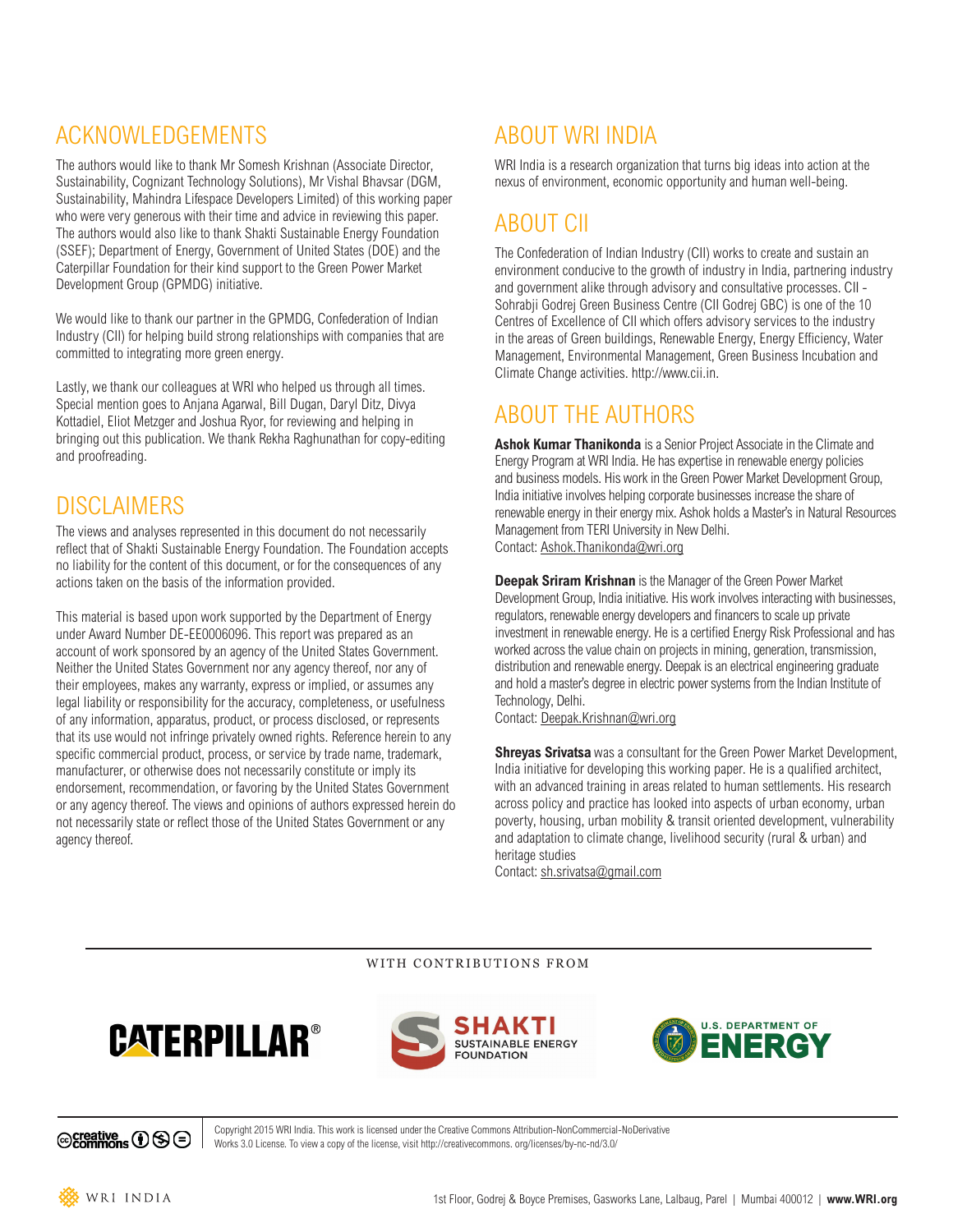## ACKNOWLEDGEMENTS

The authors would like to thank Mr Somesh Krishnan (Associate Director, Sustainability, Cognizant Technology Solutions), Mr Vishal Bhavsar (DGM, Sustainability, Mahindra Lifespace Developers Limited) of this working paper who were very generous with their time and advice in reviewing this paper. The authors would also like to thank Shakti Sustainable Energy Foundation (SSEF); Department of Energy, Government of United States (DOE) and the Caterpillar Foundation for their kind support to the Green Power Market Development Group (GPMDG) initiative.

We would like to thank our partner in the GPMDG, Confederation of Indian Industry (CII) for helping build strong relationships with companies that are committed to integrating more green energy.

Lastly, we thank our colleagues at WRI who helped us through all times. Special mention goes to Anjana Agarwal, Bill Dugan, Daryl Ditz, Divya Kottadiel, Eliot Metzger and Joshua Ryor, for reviewing and helping in bringing out this publication. We thank Rekha Raghunathan for copy-editing and proofreading.

## DISCLAIMERS

The views and analyses represented in this document do not necessarily reflect that of Shakti Sustainable Energy Foundation. The Foundation accepts no liability for the content of this document, or for the consequences of any actions taken on the basis of the information provided.

This material is based upon work supported by the Department of Energy under Award Number DE-EE0006096. This report was prepared as an account of work sponsored by an agency of the United States Government. Neither the United States Government nor any agency thereof, nor any of their employees, makes any warranty, express or implied, or assumes any legal liability or responsibility for the accuracy, completeness, or usefulness of any information, apparatus, product, or process disclosed, or represents that its use would not infringe privately owned rights. Reference herein to any specific commercial product, process, or service by trade name, trademark, manufacturer, or otherwise does not necessarily constitute or imply its endorsement, recommendation, or favoring by the United States Government or any agency thereof. The views and opinions of authors expressed herein do not necessarily state or reflect those of the United States Government or any agency thereof.

## ABOUT WRI INDIA

WRI India is a research organization that turns big ideas into action at the nexus of environment, economic opportunity and human well-being.

## ABOUT CII

The Confederation of Indian Industry (CII) works to create and sustain an environment conducive to the growth of industry in India, partnering industry and government alike through advisory and consultative processes. CII - Sohrabji Godrej Green Business Centre (CII Godrej GBC) is one of the 10 Centres of Excellence of CII which offers advisory services to the industry in the areas of Green buildings, Renewable Energy, Energy Efficiency, Water Management, Environmental Management, Green Business Incubation and Climate Change activities. http://www.cii.in.

## ABOUT THE AUTHORS

**Ashok Kumar Thanikonda** is a Senior Project Associate in the Climate and Energy Program at WRI India. He has expertise in renewable energy policies and business models. His work in the Green Power Market Development Group, India initiative involves helping corporate businesses increase the share of renewable energy in their energy mix. Ashok holds a Master's in Natural Resources Management from TERI University in New Delhi.
Contact: Ashok.Thanikonda@wri.org

**Deepak Sriram Krishnan** is the Manager of the Green Power Market Development Group, India initiative. His work involves interacting with businesses, regulators, renewable energy developers and financers to scale up private investment in renewable energy. He is a certified Energy Risk Professional and has worked across the value chain on projects in mining, generation, transmission, distribution and renewable energy. Deepak is an electrical engineering graduate and hold a master's degree in electric power systems from the Indian Institute of Technology, Delhi.
Contact: Deepak.Krishnan@wri.org

**Shreyas Srivatsa** was a consultant for the Green Power Market Development, India initiative for developing this working paper. He is a qualified architect, with an advanced training in areas related to human settlements. His research across policy and practice has looked into aspects of urban economy, urban poverty, housing, urban mobility & transit oriented development, vulnerability and adaptation to climate change, livelihood security (rural & urban) and heritage studies
Contact: sh.srivatsa@gmail.com

WITH CONTRIBUTIONS FROM

CATERPILLAR®

SHAKTI SUSTAINABLE ENERGY FOUNDATION

U.S. DEPARTMENT OF ENERGY

Copyright 2015 WRI India. This work is licensed under the Creative Commons Attribution-NonCommercial-NoDerivative Works 3.0 License. To view a copy of the license, visit http://creativecommons. org/licenses/by-nc-nd/3.0/

WRI INDIA

1st Floor, Godrej & Boyce Premises, Gasworks Lane, Lalbaug, Parel | Mumbai 400012 | **www.WRI.org**